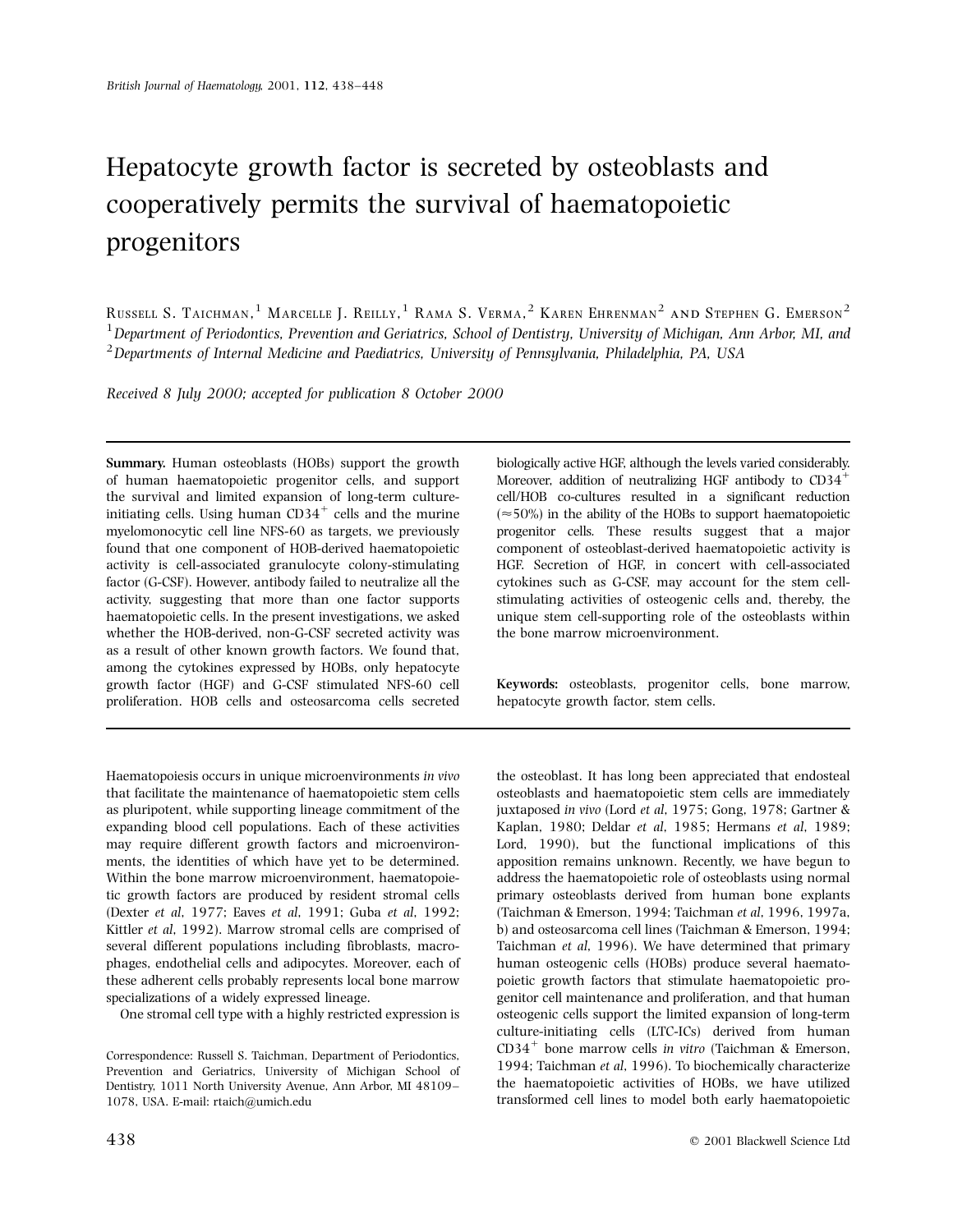# Hepatocyte growth factor is secreted by osteoblasts and cooperatively permits the survival of haematopoietic progenitors

Russell S. Taichman,[1] Marcelle J. Reilly,[1] Rama S. Verma,[2] Karen Ehrenman[2] and Stephen G. Emerson[2]

[1]*Department of Periodontics, Prevention and Geriatrics, School of Dentistry, University of Michigan, Ann Arbor, MI, and*
[2]*Departments of Internal Medicine and Paediatrics, University of Pennsylvania, Philadelphia, PA, USA*

*Received 8 July 2000; accepted for publication 8 October 2000*

**Summary.** Human osteoblasts (HOBs) support the growth of human haematopoietic progenitor cells, and support the survival and limited expansion of long-term culture-initiating cells. Using human $CD34^+$ cells and the murine myelomonocytic cell line NFS-60 as targets, we previously found that one component of HOB-derived haematopoietic activity is cell-associated granulocyte colony-stimulating factor (G-CSF). However, antibody failed to neutralize all the activity, suggesting that more than one factor supports haematopoietic cells. In the present investigations, we asked whether the HOB-derived, non-G-CSF secreted activity was as a result of other known growth factors. We found that, among the cytokines expressed by HOBs, only hepatocyte growth factor (HGF) and G-CSF stimulated NFS-60 cell proliferation. HOB cells and osteosarcoma cells secreted biologically active HGF, although the levels varied considerably. Moreover, addition of neutralizing HGF antibody to $CD34^+$ cell/HOB co-cultures resulted in a significant reduction ($\approx$50%) in the ability of the HOBs to support haematopoietic progenitor cells. These results suggest that a major component of osteoblast-derived haematopoietic activity is HGF. Secretion of HGF, in concert with cell-associated cytokines such as G-CSF, may account for the stem cell-stimulating activities of osteogenic cells and, thereby, the unique stem cell-supporting role of the osteoblasts within the bone marrow microenvironment.

**Keywords:** osteoblasts, progenitor cells, bone marrow, hepatocyte growth factor, stem cells.

Haematopoiesis occurs in unique microenvironments *in vivo* that facilitate the maintenance of haematopoietic stem cells as pluripotent, while supporting lineage commitment of the expanding blood cell populations. Each of these activities may require different growth factors and microenvironments, the identities of which have yet to be determined. Within the bone marrow microenvironment, haematopoietic growth factors are produced by resident stromal cells (Dexter *et al*, 1977; Eaves *et al*, 1991; Guba *et al*, 1992; Kittler *et al*, 1992). Marrow stromal cells are comprised of several different populations including fibroblasts, macrophages, endothelial cells and adipocytes. Moreover, each of these adherent cells probably represents local bone marrow specializations of a widely expressed lineage.

One stromal cell type with a highly restricted expression is the osteoblast. It has long been appreciated that endosteal osteoblasts and haematopoietic stem cells are immediately juxtaposed *in vivo* (Lord *et al*, 1975; Gong, 1978; Gartner & Kaplan, 1980; Deldar *et al*, 1985; Hermans *et al*, 1989; Lord, 1990), but the functional implications of this apposition remains unknown. Recently, we have begun to address the haematopoietic role of osteoblasts using normal primary osteoblasts derived from human bone explants (Taichman & Emerson, 1994; Taichman *et al*, 1996, 1997a, b) and osteosarcoma cell lines (Taichman & Emerson, 1994; Taichman *et al*, 1996). We have determined that primary human osteogenic cells (HOBs) produce several haematopoietic growth factors that stimulate haematopoietic progenitor cell maintenance and proliferation, and that human osteogenic cells support the limited expansion of long-term culture-initiating cells (LTC-ICs) derived from human $CD34^+$ bone marrow cells *in vitro* (Taichman & Emerson, 1994; Taichman *et al*, 1996). To biochemically characterize the haematopoietic activities of HOBs, we have utilized transformed cell lines to model both early haematopoietic

Correspondence: Russell S. Taichman, Department of Periodontics, Prevention and Geriatrics, University of Michigan School of Dentistry, 1011 North University Avenue, Ann Arbor, MI 48109–1078, USA. E-mail: rtaich@umich.edu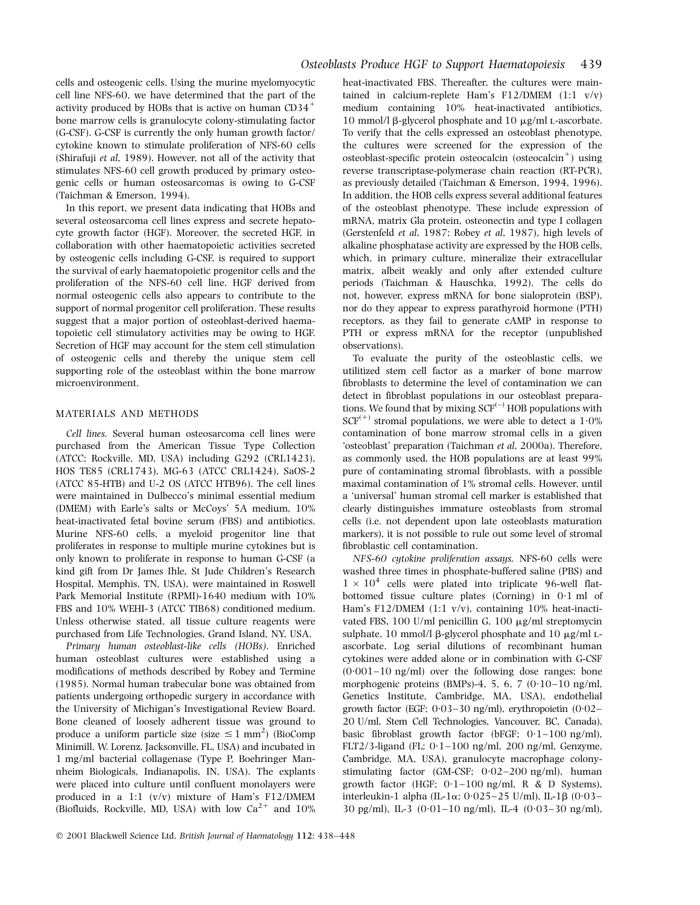cells and osteogenic cells. Using the murine myelomyocytic cell line NFS-60, we have determined that the part of the activity produced by HOBs that is active on human $CD34^+$ bone marrow cells is granulocyte colony-stimulating factor (G-CSF). G-CSF is currently the only human growth factor/cytokine known to stimulate proliferation of NFS-60 cells (Shirafuji *et al*, 1989). However, not all of the activity that stimulates NFS-60 cell growth produced by primary osteogenic cells or human osteosarcomas is owing to G-CSF (Taichman & Emerson, 1994).

In this report, we present data indicating that HOBs and several osteosarcoma cell lines express and secrete hepatocyte growth factor (HGF). Moreover, the secreted HGF, in collaboration with other haematopoietic activities secreted by osteogenic cells including G-CSF, is required to support the survival of early haematopoietic progenitor cells and the proliferation of the NFS-60 cell line. HGF derived from normal osteogenic cells also appears to contribute to the support of normal progenitor cell proliferation. These results suggest that a major portion of osteoblast-derived haematopoietic cell stimulatory activities may be owing to HGF. Secretion of HGF may account for the stem cell stimulation of osteogenic cells and thereby the unique stem cell supporting role of the osteoblast within the bone marrow microenvironment.

## MATERIALS AND METHODS

*Cell lines.* Several human osteosarcoma cell lines were purchased from the American Tissue Type Collection (ATCC; Rockville, MD, USA) including G292 (CRL1423), HOS TE85 (CRL1743), MG-63 (ATCC CRL1424), SaOS-2 (ATCC 85-HTB) and U-2 OS (ATCC HTB96). The cell lines were maintained in Dulbecco's minimal essential medium (DMEM) with Earle's salts or McCoys' 5A medium, 10% heat-inactivated fetal bovine serum (FBS) and antibiotics. Murine NFS-60 cells, a myeloid progenitor line that proliferates in response to multiple murine cytokines but is only known to proliferate in response to human G-CSF (a kind gift from Dr James Ihle, St Jude Children's Research Hospital, Memphis, TN, USA), were maintained in Roswell Park Memorial Institute (RPMI)-1640 medium with 10% FBS and 10% WEHI-3 (ATCC TIB68) conditioned medium. Unless otherwise stated, all tissue culture reagents were purchased from Life Technologies, Grand Island, NY, USA.

*Primary human osteoblast-like cells (HOBs).* Enriched human osteoblast cultures were established using a modifications of methods described by Robey and Termine (1985). Normal human trabecular bone was obtained from patients undergoing orthopedic surgery in accordance with the University of Michigan's Investigational Review Board. Bone cleaned of loosely adherent tissue was ground to produce a uniform particle size (size $\leq 1$ mm$^2$) (BioComp Minimill, W. Lorenz, Jacksonville, FL, USA) and incubated in 1 mg/ml bacterial collagenase (Type P, Boehringer Mannheim Biologicals, Indianapolis, IN, USA). The explants were placed into culture until confluent monolayers were produced in a 1:1 (v/v) mixture of Ham's F12/DMEM (Biofluids, Rockville, MD, USA) with low $Ca^{2+}$ and 10% heat-inactivated FBS. Thereafter, the cultures were maintained in calcium-replete Ham's F12/DMEM (1:1 v/v) medium containing 10% heat-inactivated antibiotics, 10 mmol/l β-glycerol phosphate and 10 μg/ml L-ascorbate. To verify that the cells expressed an osteoblast phenotype, the cultures were screened for the expression of the osteoblast-specific protein osteocalcin (osteocalcin$^+$) using reverse transcriptase-polymerase chain reaction (RT-PCR), as previously detailed (Taichman & Emerson, 1994, 1996). In addition, the HOB cells express several additional features of the osteoblast phenotype. These include expression of mRNA, matrix Gla protein, osteonectin and type I collagen (Gerstenfeld *et al*, 1987; Robey *et al*, 1987), high levels of alkaline phosphatase activity are expressed by the HOB cells, which, in primary culture, mineralize their extracellular matrix, albeit weakly and only after extended culture periods (Taichman & Hauschka, 1992). The cells do not, however, express mRNA for bone sialoprotein (BSP), nor do they appear to express parathyroid hormone (PTH) receptors, as they fail to generate cAMP in response to PTH or express mRNA for the receptor (unpublished observations).

To evaluate the purity of the osteoblastic cells, we utilized stem cell factor as a marker of bone marrow fibroblasts to determine the level of contamination we can detect in fibroblast populations in our osteoblast preparations. We found that by mixing SCF$^{(-)}$ HOB populations with SCF$^{(+)}$ stromal populations, we were able to detect a 1·0% contamination of bone marrow stromal cells in a given 'osteoblast' preparation (Taichman *et al*, 2000a). Therefore, as commonly used, the HOB populations are at least 99% pure of contaminating stromal fibroblasts, with a possible maximal contamination of 1% stromal cells. However, until a 'universal' human stromal cell marker is established that clearly distinguishes immature osteoblasts from stromal cells (i.e. not dependent upon late osteoblasts maturation markers), it is not possible to rule out some level of stromal fibroblastic cell contamination.

*NFS-60 cytokine proliferation assays.* NFS-60 cells were washed three times in phosphate-buffered saline (PBS) and $1 \times 10^4$ cells were plated into triplicate 96-well flat-bottomed tissue culture plates (Corning) in 0·1 ml of Ham's F12/DMEM (1:1 v/v), containing 10% heat-inactivated FBS, 100 U/ml penicillin G, 100 μg/ml streptomycin sulphate, 10 mmol/l β-glycerol phosphate and 10 μg/ml L-ascorbate. Log serial dilutions of recombinant human cytokines were added alone or in combination with G-CSF (0·001–10 ng/ml) over the following dose ranges; bone morphogenic proteins (BMPs)-4, 5, 6, 7 (0·10–10 ng/ml, Genetics Institute, Cambridge, MA, USA), endothelial growth factor (EGF; 0·03–30 ng/ml), erythropoietin (0·02–20 U/ml, Stem Cell Technologies, Vancouver, BC, Canada), basic fibroblast growth factor (bFGF; 0·1–100 ng/ml), FLT2/3-ligand (FL; 0·1–100 ng/ml, 200 ng/ml, Genzyme, Cambridge, MA, USA), granulocyte macrophage colony-stimulating factor (GM-CSF; 0·02–200 ng/ml), human growth factor (HGF; 0·1–100 ng/ml, R & D Systems), interleukin-1 alpha (IL-1α; 0·025–25 U/ml), IL-1β (0·03–30 pg/ml), IL-3 (0·01–10 ng/ml), IL-4 (0·03–30 ng/ml),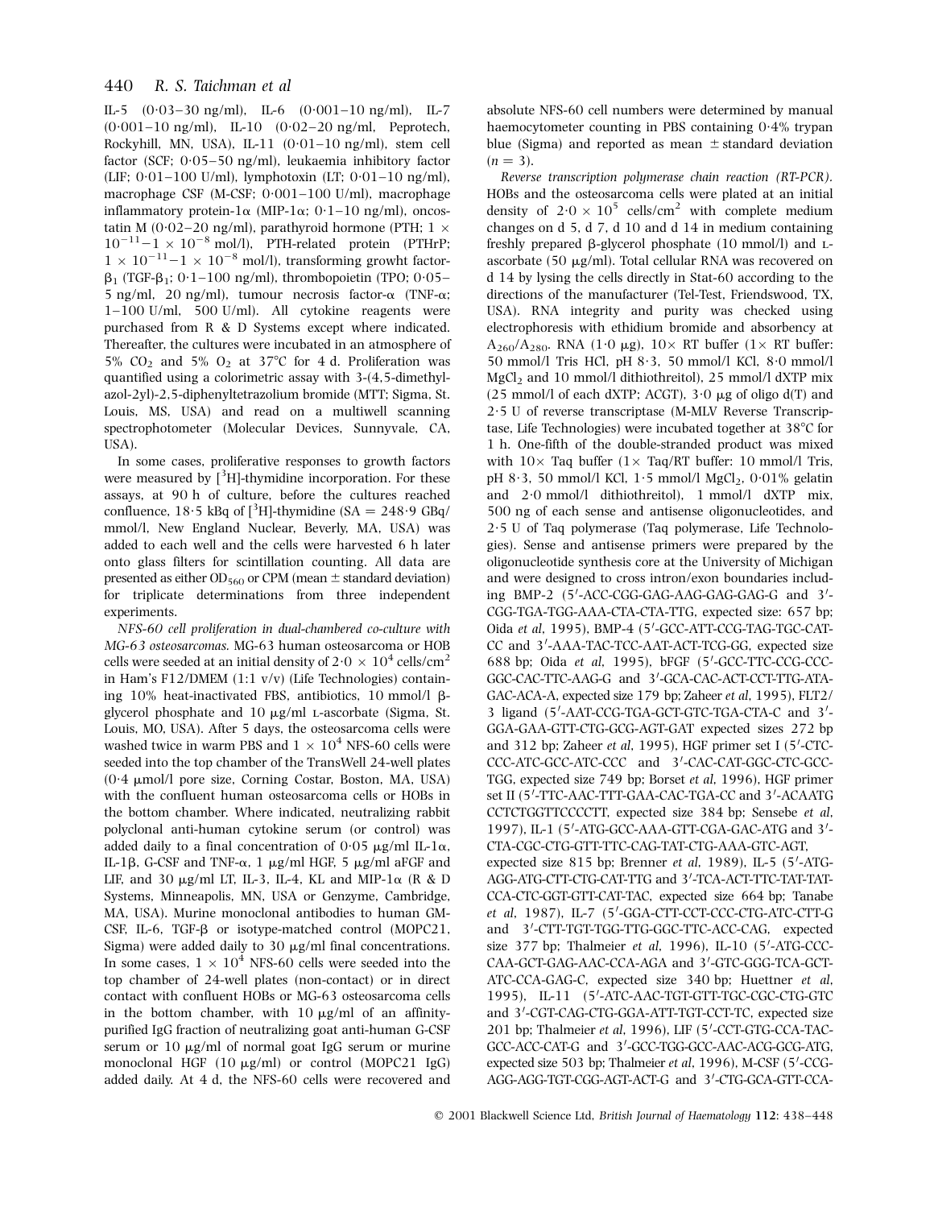IL-5 (0·03–30 ng/ml), IL-6 (0·001–10 ng/ml), IL-7 (0·001–10 ng/ml), IL-10 (0·02–20 ng/ml, Peprotech, Rockyhill, MN, USA), IL-11 (0·01–10 ng/ml), stem cell factor (SCF; 0·05–50 ng/ml), leukaemia inhibitory factor (LIF; 0·01–100 U/ml), lymphotoxin (LT; 0·01–10 ng/ml), macrophage CSF (M-CSF; 0·001–100 U/ml), macrophage inflammatory protein-1α (MIP-1α; 0·1–10 ng/ml), oncostatin M (0·02–20 ng/ml), parathyroid hormone (PTH; $1 \times 10^{-11}$–$1 \times 10^{-8}$ mol/l), PTH-related protein (PTHrP; $1 \times 10^{-11}$–$1 \times 10^{-8}$ mol/l), transforming growht factor-$\beta_1$ (TGF-$\beta_1$; 0·1–100 ng/ml), thrombopoietin (TPO; 0·05–5 ng/ml, 20 ng/ml), tumour necrosis factor-α (TNF-α; 1–100 U/ml, 500 U/ml). All cytokine reagents were purchased from R & D Systems except where indicated. Thereafter, the cultures were incubated in an atmosphere of 5% $CO_2$ and 5% $O_2$ at 37°C for 4 d. Proliferation was quantified using a colorimetric assay with 3-(4,5-dimethylazol-2yl)-2,5-diphenyltetrazolium bromide (MTT; Sigma, St. Louis, MS, USA) and read on a multiwell scanning spectrophotometer (Molecular Devices, Sunnyvale, CA, USA).

In some cases, proliferative responses to growth factors were measured by [$^3$H]-thymidine incorporation. For these assays, at 90 h of culture, before the cultures reached confluence, 18·5 kBq of [$^3$H]-thymidine (SA = 248·9 GBq/mmol/l, New England Nuclear, Beverly, MA, USA) was added to each well and the cells were harvested 6 h later onto glass filters for scintillation counting. All data are presented as either $OD_{560}$ or CPM (mean ± standard deviation) for triplicate determinations from three independent experiments.

*NFS-60 cell proliferation in dual-chambered co-culture with MG-63 osteosarcomas.* MG-63 human osteosarcoma or HOB cells were seeded at an initial density of $2{\cdot}0 \times 10^4$ cells/cm$^2$ in Ham's F12/DMEM (1:1 v/v) (Life Technologies) containing 10% heat-inactivated FBS, antibiotics, 10 mmol/l β-glycerol phosphate and 10 μg/ml L-ascorbate (Sigma, St. Louis, MO, USA). After 5 days, the osteosarcoma cells were washed twice in warm PBS and $1 \times 10^4$ NFS-60 cells were seeded into the top chamber of the TransWell 24-well plates (0·4 μmol/l pore size, Corning Costar, Boston, MA, USA) with the confluent human osteosarcoma cells or HOBs in the bottom chamber. Where indicated, neutralizing rabbit polyclonal anti-human cytokine serum (or control) was added daily to a final concentration of 0·05 μg/ml IL-1α, IL-1β, G-CSF and TNF-α, 1 μg/ml HGF, 5 μg/ml aFGF and LIF, and 30 μg/ml LT, IL-3, IL-4, KL and MIP-1α (R & D Systems, Minneapolis, MN, USA or Genzyme, Cambridge, MA, USA). Murine monoclonal antibodies to human GM-CSF, IL-6, TGF-β or isotype-matched control (MOPC21, Sigma) were added daily to 30 μg/ml final concentrations. In some cases, $1 \times 10^4$ NFS-60 cells were seeded into the top chamber of 24-well plates (non-contact) or in direct contact with confluent HOBs or MG-63 osteosarcoma cells in the bottom chamber, with 10 μg/ml of an affinity-purified IgG fraction of neutralizing goat anti-human G-CSF serum or 10 μg/ml of normal goat IgG serum or murine monoclonal HGF (10 μg/ml) or control (MOPC21 IgG) added daily. At 4 d, the NFS-60 cells were recovered and absolute NFS-60 cell numbers were determined by manual haemocytometer counting in PBS containing 0·4% trypan blue (Sigma) and reported as mean ± standard deviation ($n = 3$).

*Reverse transcription polymerase chain reaction (RT-PCR).* HOBs and the osteosarcoma cells were plated at an initial density of $2{\cdot}0 \times 10^5$ cells/cm$^2$ with complete medium changes on d 5, d 7, d 10 and d 14 in medium containing freshly prepared β-glycerol phosphate (10 mmol/l) and L-ascorbate (50 μg/ml). Total cellular RNA was recovered on d 14 by lysing the cells directly in Stat-60 according to the directions of the manufacturer (Tel-Test, Friendswood, TX, USA). RNA integrity and purity was checked using electrophoresis with ethidium bromide and absorbency at $A_{260}/A_{280}$. RNA (1·0 μg), 10× RT buffer (1× RT buffer: 50 mmol/l Tris HCl, pH 8·3, 50 mmol/l KCl, 8·0 mmol/l $MgCl_2$ and 10 mmol/l dithiothreitol), 25 mmol/l dXTP mix (25 mmol/l of each dXTP; ACGT), 3·0 μg of oligo d(T) and 2·5 U of reverse transcriptase (M-MLV Reverse Transcriptase, Life Technologies) were incubated together at 38°C for 1 h. One-fifth of the double-stranded product was mixed with 10× Taq buffer (1× Taq/RT buffer: 10 mmol/l Tris, pH 8·3, 50 mmol/l KCl, 1·5 mmol/l $MgCl_2$, 0·01% gelatin and 2·0 mmol/l dithiothreitol), 1 mmol/l dXTP mix, 500 ng of each sense and antisense oligonucleotides, and 2·5 U of Taq polymerase (Taq polymerase, Life Technologies). Sense and antisense primers were prepared by the oligonucleotide synthesis core at the University of Michigan and were designed to cross intron/exon boundaries including BMP-2 (5′-ACC-CGG-GAG-AAG-GAG-GAG-G and 3′-CGG-TGA-TGG-AAA-CTA-CTA-TTG, expected size: 657 bp; Oida *et al*, 1995), BMP-4 (5′-GCC-ATT-CCG-TAG-TGC-CAT-CC and 3′-AAA-TAC-TCC-AAT-ACT-TCG-GG, expected size 688 bp; Oida *et al*, 1995), bFGF (5′-GCC-TTC-CCG-CCC-GGC-CAC-TTC-AAG-G and 3′-GCA-CAC-ACT-CCT-TTG-ATA-GAC-ACA-A, expected size 179 bp; Zaheer *et al*, 1995), FLT2/3 ligand (5′-AAT-CCG-TGA-GCT-GTC-TGA-CTA-C and 3′-GGA-GAA-GTT-CTG-GCG-AGT-GAT expected sizes 272 bp and 312 bp; Zaheer *et al*, 1995), HGF primer set I (5′-CTC-CCC-ATC-GCC-ATC-CCC and 3′-CAC-CAT-GGC-CTC-GCC-TGG, expected size 749 bp; Borset *et al*, 1996), HGF primer set II (5′-TTC-AAC-TTT-GAA-CAC-TGA-CC and 3′-ACAATG CCTCTGGTTCCCCTT, expected size 384 bp; Sensebe *et al*, 1997), IL-1 (5′-ATG-GCC-AAA-GTT-CGA-GAC-ATG and 3′-CTA-CGC-CTG-GTT-TTC-CAG-TAT-CTG-AAA-GTC-AGT, expected size 815 bp; Brenner *et al*, 1989), IL-5 (5′-ATG-AGG-ATG-CTT-CTG-CAT-TTG and 3′-TCA-ACT-TTC-TAT-TAT-CCA-CTC-GGT-GTT-CAT-TAC, expected size 664 bp; Tanabe *et al*, 1987), IL-7 (5′-GGA-CTT-CCT-CCC-CTG-ATC-CTT-G and 3′-CTT-TGT-TGG-TTG-GGC-TTC-ACC-CAG, expected size 377 bp; Thalmeier *et al*, 1996), IL-10 (5′-ATG-CCC-CAA-GCT-GAG-AAC-CCA-AGA and 3′-GTC-GGG-TCA-GCT-ATC-CCA-GAG-C, expected size 340 bp; Huettner *et al*, 1995), IL-11 (5′-ATC-AAC-TGT-GTT-TGC-CGC-CTG-GTC and 3′-CGT-CAG-CTG-GGA-ATT-TGT-CCT-TC, expected size 201 bp; Thalmeier *et al*, 1996), LIF (5′-CCT-GTG-CCA-TAC-GCC-ACC-CAT-G and 3′-GCC-TGG-GCC-AAC-ACG-GCG-ATG, expected size 503 bp; Thalmeier *et al*, 1996), M-CSF (5′-CCG-AGG-AGG-TGT-CGG-AGT-ACT-G and 3′-CTG-GCA-GTT-CCA-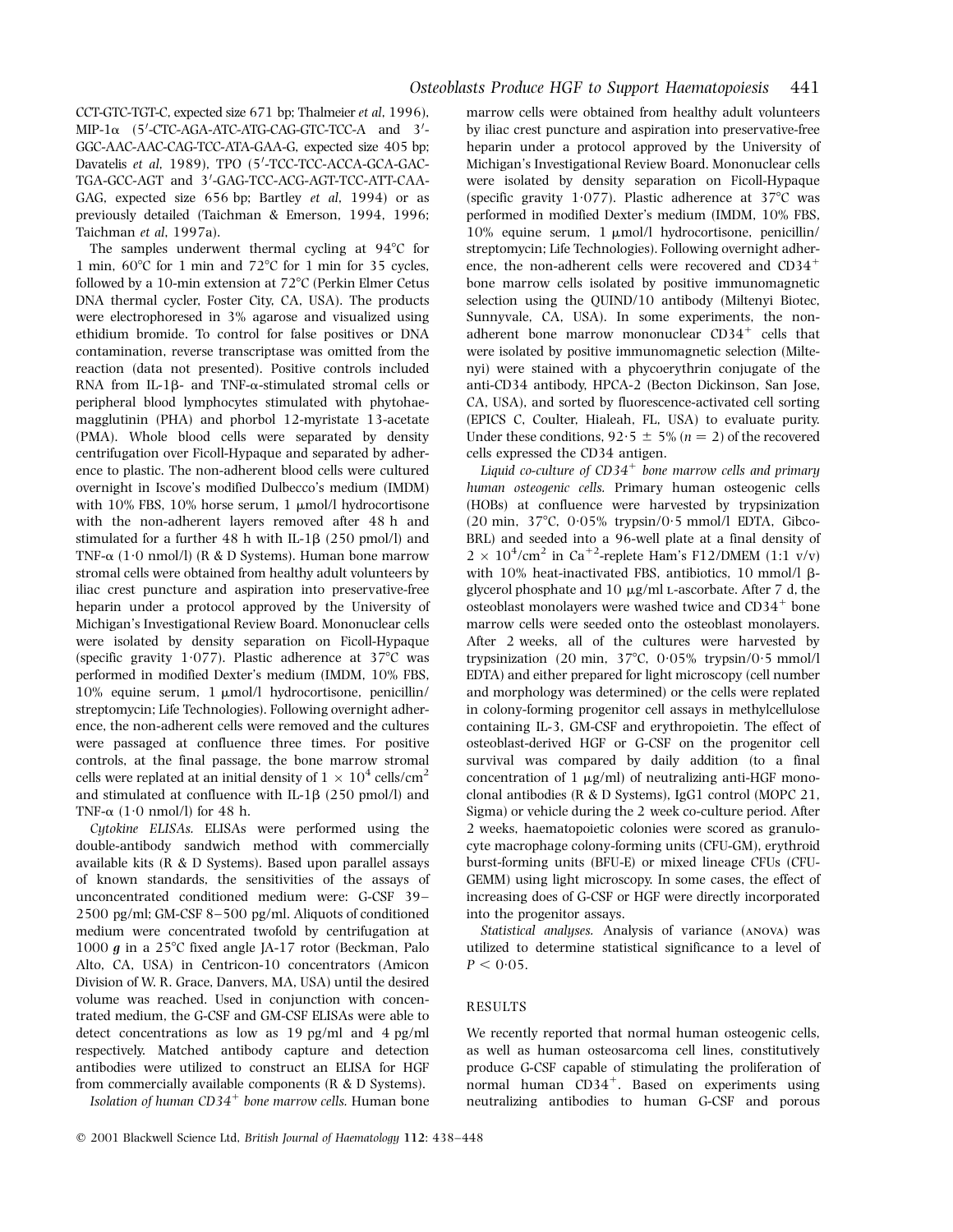CCT-GTC-TGT-C, expected size 671 bp; Thalmeier *et al*, 1996), MIP-1α (5′-CTC-AGA-ATC-ATG-CAG-GTC-TCC-A and 3′-GGC-AAC-AAC-CAG-TCC-ATA-GAA-G, expected size 405 bp; Davatelis *et al*, 1989), TPO (5′-TCC-TCC-ACCA-GCA-GAC-TGA-GCC-AGT and 3′-GAG-TCC-ACG-AGT-TCC-ATT-CAA-GAG, expected size 656 bp; Bartley *et al*, 1994) or as previously detailed (Taichman & Emerson, 1994, 1996; Taichman *et al*, 1997a).

The samples underwent thermal cycling at 94°C for 1 min, 60°C for 1 min and 72°C for 1 min for 35 cycles, followed by a 10-min extension at 72°C (Perkin Elmer Cetus DNA thermal cycler, Foster City, CA, USA). The products were electrophoresed in 3% agarose and visualized using ethidium bromide. To control for false positives or DNA contamination, reverse transcriptase was omitted from the reaction (data not presented). Positive controls included RNA from IL-1β- and TNF-α-stimulated stromal cells or peripheral blood lymphocytes stimulated with phytohaemagglutinin (PHA) and phorbol 12-myristate 13-acetate (PMA). Whole blood cells were separated by density centrifugation over Ficoll-Hypaque and separated by adherence to plastic. The non-adherent blood cells were cultured overnight in Iscove's modified Dulbecco's medium (IMDM) with 10% FBS, 10% horse serum, 1 μmol/l hydrocortisone with the non-adherent layers removed after 48 h and stimulated for a further 48 h with IL-1β (250 pmol/l) and TNF-α (1·0 nmol/l) (R & D Systems). Human bone marrow stromal cells were obtained from healthy adult volunteers by iliac crest puncture and aspiration into preservative-free heparin under a protocol approved by the University of Michigan's Investigational Review Board. Mononuclear cells were isolated by density separation on Ficoll-Hypaque (specific gravity 1·077). Plastic adherence at 37°C was performed in modified Dexter's medium (IMDM, 10% FBS, 10% equine serum, 1 μmol/l hydrocortisone, penicillin/streptomycin; Life Technologies). Following overnight adherence, the non-adherent cells were removed and the cultures were passaged at confluence three times. For positive controls, at the final passage, the bone marrow stromal cells were replated at an initial density of $1 \times 10^4$ cells/cm$^2$ and stimulated at confluence with IL-1β (250 pmol/l) and TNF-α (1·0 nmol/l) for 48 h.

*Cytokine ELISAs.* ELISAs were performed using the double-antibody sandwich method with commercially available kits (R & D Systems). Based upon parallel assays of known standards, the sensitivities of the assays of unconcentrated conditioned medium were: G-CSF 39–2500 pg/ml; GM-CSF 8–500 pg/ml. Aliquots of conditioned medium were concentrated twofold by centrifugation at 1000 ***g*** in a 25°C fixed angle JA-17 rotor (Beckman, Palo Alto, CA, USA) in Centricon-10 concentrators (Amicon Division of W. R. Grace, Danvers, MA, USA) until the desired volume was reached. Used in conjunction with concentrated medium, the G-CSF and GM-CSF ELISAs were able to detect concentrations as low as 19 pg/ml and 4 pg/ml respectively. Matched antibody capture and detection antibodies were utilized to construct an ELISA for HGF from commercially available components (R & D Systems).

*Isolation of human CD34$^+$ bone marrow cells.* Human bone marrow cells were obtained from healthy adult volunteers by iliac crest puncture and aspiration into preservative-free heparin under a protocol approved by the University of Michigan's Investigational Review Board. Mononuclear cells were isolated by density separation on Ficoll-Hypaque (specific gravity 1·077). Plastic adherence at 37°C was performed in modified Dexter's medium (IMDM, 10% FBS, 10% equine serum, 1 μmol/l hydrocortisone, penicillin/streptomycin; Life Technologies). Following overnight adherence, the non-adherent cells were recovered and CD34$^+$ bone marrow cells isolated by positive immunomagnetic selection using the QUIND/10 antibody (Miltenyi Biotec, Sunnyvale, CA, USA). In some experiments, the non-adherent bone marrow mononuclear CD34$^+$ cells that were isolated by positive immunomagnetic selection (Miltenyi) were stained with a phycoerythrin conjugate of the anti-CD34 antibody, HPCA-2 (Becton Dickinson, San Jose, CA, USA), and sorted by fluorescence-activated cell sorting (EPICS C, Coulter, Hialeah, FL, USA) to evaluate purity. Under these conditions, 92·5 ± 5% ($n = 2$) of the recovered cells expressed the CD34 antigen.

*Liquid co-culture of CD34$^+$ bone marrow cells and primary human osteogenic cells.* Primary human osteogenic cells (HOBs) at confluence were harvested by trypsinization (20 min, 37°C, 0·05% trypsin/0·5 mmol/l EDTA, Gibco-BRL) and seeded into a 96-well plate at a final density of $2 \times 10^4$/cm$^2$ in Ca$^{+2}$-replete Ham's F12/DMEM (1:1 v/v) with 10% heat-inactivated FBS, antibiotics, 10 mmol/l β-glycerol phosphate and 10 μg/ml L-ascorbate. After 7 d, the osteoblast monolayers were washed twice and CD34$^+$ bone marrow cells were seeded onto the osteoblast monolayers. After 2 weeks, all of the cultures were harvested by trypsinization (20 min, 37°C, 0·05% trypsin/0·5 mmol/l EDTA) and either prepared for light microscopy (cell number and morphology was determined) or the cells were replated in colony-forming progenitor cell assays in methylcellulose containing IL-3, GM-CSF and erythropoietin. The effect of osteoblast-derived HGF or G-CSF on the progenitor cell survival was compared by daily addition (to a final concentration of 1 μg/ml) of neutralizing anti-HGF monoclonal antibodies (R & D Systems), IgG1 control (MOPC 21, Sigma) or vehicle during the 2 week co-culture period. After 2 weeks, haematopoietic colonies were scored as granulocyte macrophage colony-forming units (CFU-GM), erythroid burst-forming units (BFU-E) or mixed lineage CFUs (CFU-GEMM) using light microscopy. In some cases, the effect of increasing does of G-CSF or HGF were directly incorporated into the progenitor assays.

*Statistical analyses.* Analysis of variance (ANOVA) was utilized to determine statistical significance to a level of $P < 0.05$.

## RESULTS

We recently reported that normal human osteogenic cells, as well as human osteosarcoma cell lines, constitutively produce G-CSF capable of stimulating the proliferation of normal human CD34$^+$. Based on experiments using neutralizing antibodies to human G-CSF and porous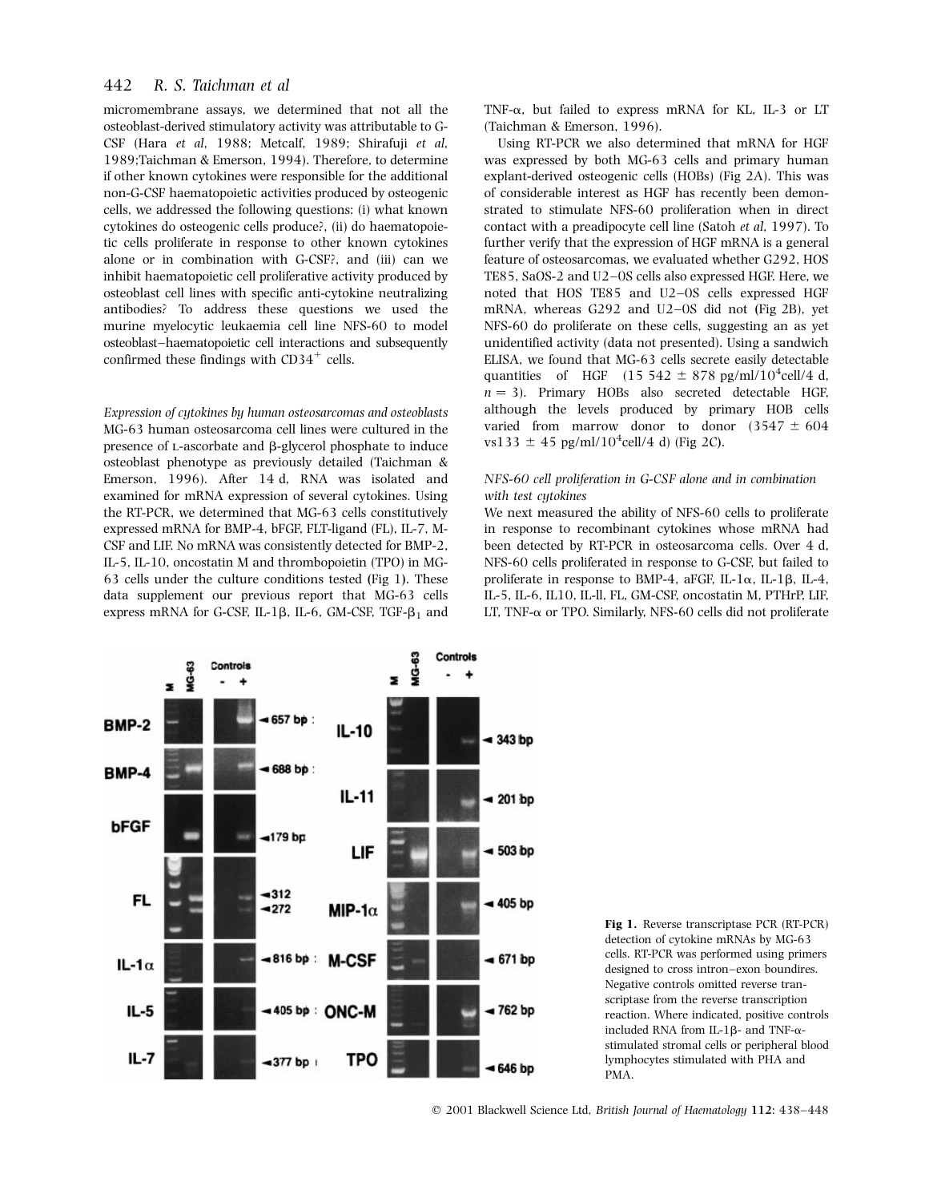micromembrane assays, we determined that not all the osteoblast-derived stimulatory activity was attributable to G-CSF (Hara *et al*, 1988; Metcalf, 1989; Shirafuji *et al*, 1989;Taichman & Emerson, 1994). Therefore, to determine if other known cytokines were responsible for the additional non-G-CSF haematopoietic activities produced by osteogenic cells, we addressed the following questions: (i) what known cytokines do osteogenic cells produce?, (ii) do haematopoietic cells proliferate in response to other known cytokines alone or in combination with G-CSF?, and (iii) can we inhibit haematopoietic cell proliferative activity produced by osteoblast cell lines with specific anti-cytokine neutralizing antibodies? To address these questions we used the murine myelocytic leukaemia cell line NFS-60 to model osteoblast–haematopoietic cell interactions and subsequently confirmed these findings with $CD34^+$ cells.

*Expression of cytokines by human osteosarcomas and osteoblasts*
MG-63 human osteosarcoma cell lines were cultured in the presence of L-ascorbate and β-glycerol phosphate to induce osteoblast phenotype as previously detailed (Taichman & Emerson, 1996). After 14 d, RNA was isolated and examined for mRNA expression of several cytokines. Using the RT-PCR, we determined that MG-63 cells constitutively expressed mRNA for BMP-4, bFGF, FLT-ligand (FL), IL-7, M-CSF and LIF. No mRNA was consistently detected for BMP-2, IL-5, IL-10, oncostatin M and thrombopoietin (TPO) in MG-63 cells under the culture conditions tested (Fig 1). These data supplement our previous report that MG-63 cells express mRNA for G-CSF, IL-1β, IL-6, GM-CSF, TGF-$\beta_1$ and TNF-α, but failed to express mRNA for KL, IL-3 or LT (Taichman & Emerson, 1996).

Using RT-PCR we also determined that mRNA for HGF was expressed by both MG-63 cells and primary human explant-derived osteogenic cells (HOBs) (Fig 2A). This was of considerable interest as HGF has recently been demonstrated to stimulate NFS-60 proliferation when in direct contact with a preadipocyte cell line (Satoh *et al*, 1997). To further verify that the expression of HGF mRNA is a general feature of osteosarcomas, we evaluated whether G292, HOS TE85, SaOS-2 and U2–0S cells also expressed HGF. Here, we noted that HOS TE85 and U2–0S cells expressed HGF mRNA, whereas G292 and U2–0S did not (Fig 2B), yet NFS-60 do proliferate on these cells, suggesting an as yet unidentified activity (data not presented). Using a sandwich ELISA, we found that MG-63 cells secrete easily detectable quantities of HGF ($15\,542 \pm 878$ pg/ml/$10^4$cell/4 d, $n = 3$). Primary HOBs also secreted detectable HGF, although the levels produced by primary HOB cells varied from marrow donor to donor ($3547 \pm 604$ vs$133 \pm 45$ pg/ml/$10^4$cell/4 d) (Fig 2C).

*NFS-60 cell proliferation in G-CSF alone and in combination with test cytokines*
We next measured the ability of NFS-60 cells to proliferate in response to recombinant cytokines whose mRNA had been detected by RT-PCR in osteosarcoma cells. Over 4 d, NFS-60 cells proliferated in response to G-CSF, but failed to proliferate in response to BMP-4, aFGF, IL-1α, IL-1β, IL-4, IL-5, IL-6, IL10, IL-ll, FL, GM-CSF, oncostatin M, PTHrP, LIF, LT, TNF-α or TPO. Similarly, NFS-60 cells did not proliferate

**Fig 1.** Reverse transcriptase PCR (RT-PCR) detection of cytokine mRNAs by MG-63 cells. RT-PCR was performed using primers designed to cross intron–exon boundires. Negative controls omitted reverse transcriptase from the reverse transcription reaction. Where indicated, positive controls included RNA from IL-1β- and TNF-α-stimulated stromal cells or peripheral blood lymphocytes stimulated with PHA and PMA.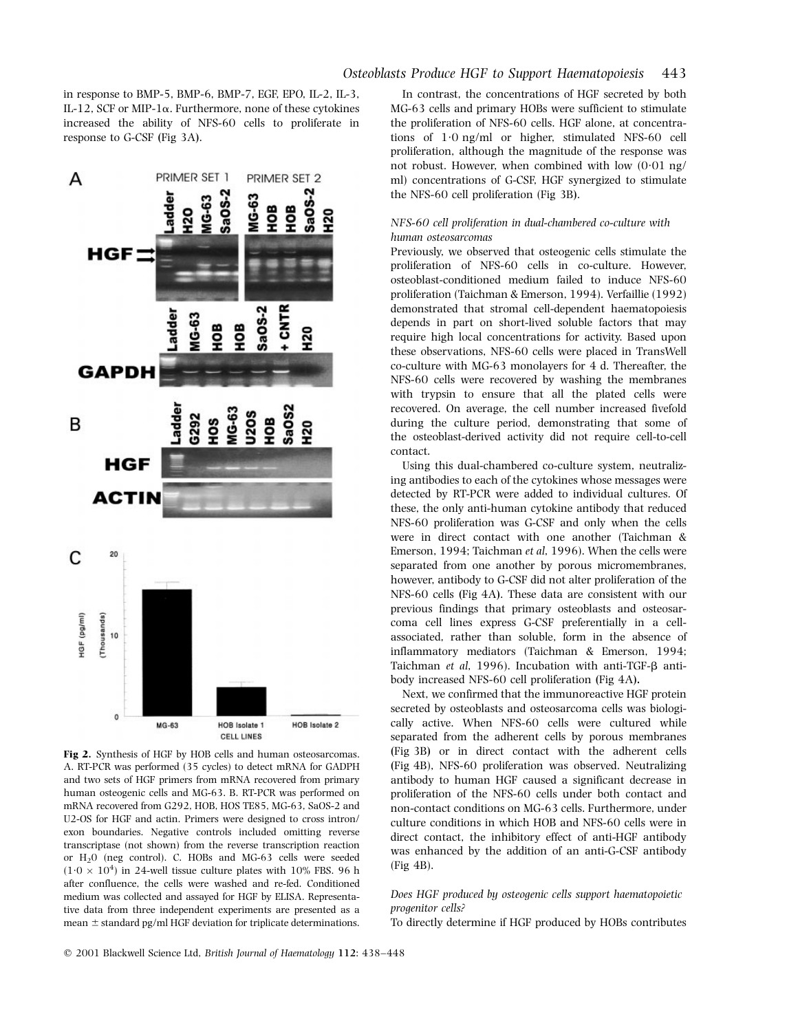in response to BMP-5, BMP-6, BMP-7, EGF, EPO, IL-2, IL-3, IL-12, SCF or MIP-1α. Furthermore, none of these cytokines increased the ability of NFS-60 cells to proliferate in response to G-CSF (Fig 3A).

**Fig 2.** Synthesis of HGF by HOB cells and human osteosarcomas. A. RT-PCR was performed (35 cycles) to detect mRNA for GADPH and two sets of HGF primers from mRNA recovered from primary human osteogenic cells and MG-63. B. RT-PCR was performed on mRNA recovered from G292, HOB, HOS TE85, MG-63, SaOS-2 and U2-OS for HGF and actin. Primers were designed to cross intron/exon boundaries. Negative controls included omitting reverse transcriptase (not shown) from the reverse transcription reaction or $H_2O$ (neg control). C. HOBs and MG-63 cells were seeded ($1{\cdot}0 \times 10^4$) in 24-well tissue culture plates with 10% FBS. 96 h after confluence, the cells were washed and re-fed. Conditioned medium was collected and assayed for HGF by ELISA. Representative data from three independent experiments are presented as a mean ± standard pg/ml HGF deviation for triplicate determinations.

In contrast, the concentrations of HGF secreted by both MG-63 cells and primary HOBs were sufficient to stimulate the proliferation of NFS-60 cells. HGF alone, at concentrations of 1·0 ng/ml or higher, stimulated NFS-60 cell proliferation, although the magnitude of the response was not robust. However, when combined with low (0·01 ng/ml) concentrations of G-CSF, HGF synergized to stimulate the NFS-60 cell proliferation (Fig 3B).

*NFS-60 cell proliferation in dual-chambered co-culture with human osteosarcomas*

Previously, we observed that osteogenic cells stimulate the proliferation of NFS-60 cells in co-culture. However, osteoblast-conditioned medium failed to induce NFS-60 proliferation (Taichman & Emerson, 1994). Verfaillie (1992) demonstrated that stromal cell-dependent haematopoiesis depends in part on short-lived soluble factors that may require high local concentrations for activity. Based upon these observations, NFS-60 cells were placed in TransWell co-culture with MG-63 monolayers for 4 d. Thereafter, the NFS-60 cells were recovered by washing the membranes with trypsin to ensure that all the plated cells were recovered. On average, the cell number increased fivefold during the culture period, demonstrating that some of the osteoblast-derived activity did not require cell-to-cell contact.

Using this dual-chambered co-culture system, neutralizing antibodies to each of the cytokines whose messages were detected by RT-PCR were added to individual cultures. Of these, the only anti-human cytokine antibody that reduced NFS-60 proliferation was G-CSF and only when the cells were in direct contact with one another (Taichman & Emerson, 1994; Taichman *et al*, 1996). When the cells were separated from one another by porous micromembranes, however, antibody to G-CSF did not alter proliferation of the NFS-60 cells (Fig 4A). These data are consistent with our previous findings that primary osteoblasts and osteosarcoma cell lines express G-CSF preferentially in a cell-associated, rather than soluble, form in the absence of inflammatory mediators (Taichman & Emerson, 1994; Taichman *et al*, 1996). Incubation with anti-TGF-β antibody increased NFS-60 cell proliferation (Fig 4A).

Next, we confirmed that the immunoreactive HGF protein secreted by osteoblasts and osteosarcoma cells was biologically active. When NFS-60 cells were cultured while separated from the adherent cells by porous membranes (Fig 3B) or in direct contact with the adherent cells (Fig 4B), NFS-60 proliferation was observed. Neutralizing antibody to human HGF caused a significant decrease in proliferation of the NFS-60 cells under both contact and non-contact conditions on MG-63 cells. Furthermore, under culture conditions in which HOB and NFS-60 cells were in direct contact, the inhibitory effect of anti-HGF antibody was enhanced by the addition of an anti-G-CSF antibody (Fig 4B).

*Does HGF produced by osteogenic cells support haematopoietic progenitor cells?*

To directly determine if HGF produced by HOBs contributes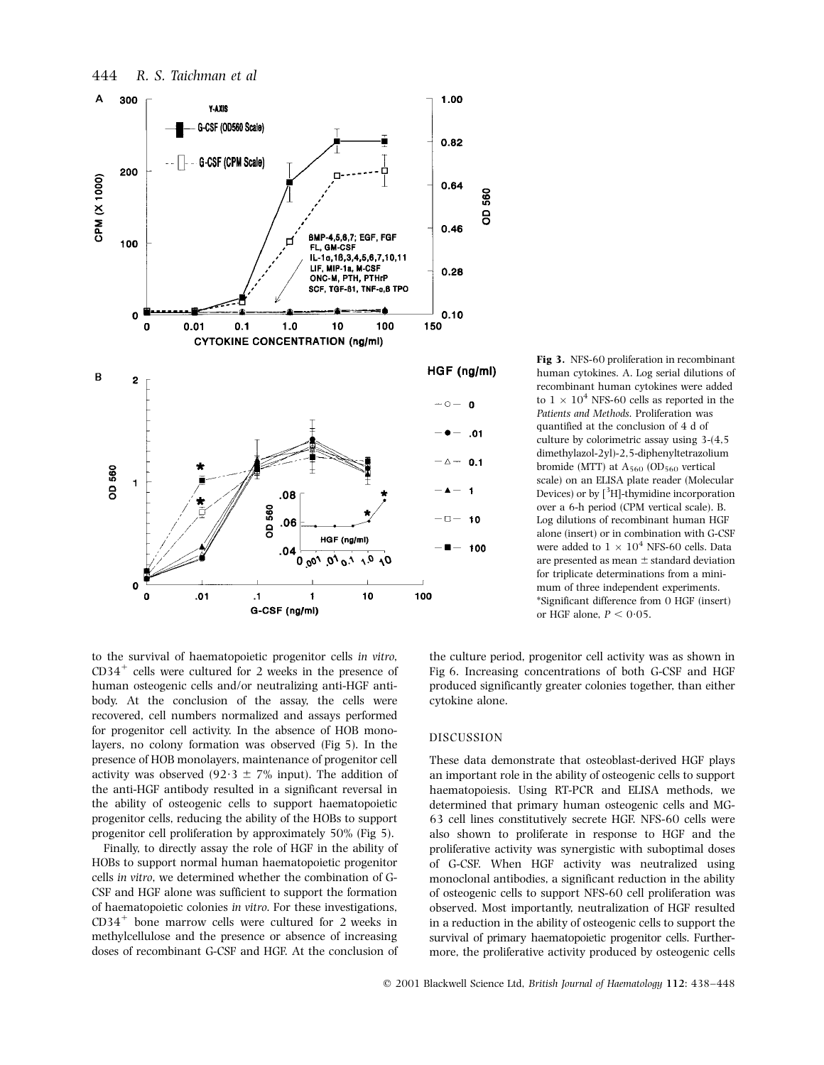**Fig 3.** NFS-60 proliferation in recombinant human cytokines. A. Log serial dilutions of recombinant human cytokines were added to $1 \times 10^4$ NFS-60 cells as reported in the *Patients and Methods*. Proliferation was quantified at the conclusion of 4 d of culture by colorimetric assay using 3-(4,5 dimethylazol-2yl)-2,5-diphenyltetrazolium bromide (MTT) at $A_{560}$ ($OD_{560}$ vertical scale) on an ELISA plate reader (Molecular Devices) or by [$^3$H]-thymidine incorporation over a 6-h period (CPM vertical scale). B. Log dilutions of recombinant human HGF alone (insert) or in combination with G-CSF were added to $1 \times 10^4$ NFS-60 cells. Data are presented as mean ± standard deviation for triplicate determinations from a minimum of three independent experiments. *Significant difference from 0 HGF (insert) or HGF alone, $P < 0{\cdot}05$.

to the survival of haematopoietic progenitor cells *in vitro*, $CD34^+$ cells were cultured for 2 weeks in the presence of human osteogenic cells and/or neutralizing anti-HGF antibody. At the conclusion of the assay, the cells were recovered, cell numbers normalized and assays performed for progenitor cell activity. In the absence of HOB monolayers, no colony formation was observed (Fig 5). In the presence of HOB monolayers, maintenance of progenitor cell activity was observed (92·3 ± 7% input). The addition of the anti-HGF antibody resulted in a significant reversal in the ability of osteogenic cells to support haematopoietic progenitor cells, reducing the ability of the HOBs to support progenitor cell proliferation by approximately 50% (Fig 5).

Finally, to directly assay the role of HGF in the ability of HOBs to support normal human haematopoietic progenitor cells *in vitro*, we determined whether the combination of G-CSF and HGF alone was sufficient to support the formation of haematopoietic colonies *in vitro*. For these investigations, $CD34^+$ bone marrow cells were cultured for 2 weeks in methylcellulose and the presence or absence of increasing doses of recombinant G-CSF and HGF. At the conclusion of the culture period, progenitor cell activity was as shown in Fig 6. Increasing concentrations of both G-CSF and HGF produced significantly greater colonies together, than either cytokine alone.

## DISCUSSION

These data demonstrate that osteoblast-derived HGF plays an important role in the ability of osteogenic cells to support haematopoiesis. Using RT-PCR and ELISA methods, we determined that primary human osteogenic cells and MG-63 cell lines constitutively secrete HGF. NFS-60 cells were also shown to proliferate in response to HGF and the proliferative activity was synergistic with suboptimal doses of G-CSF. When HGF activity was neutralized using monoclonal antibodies, a significant reduction in the ability of osteogenic cells to support NFS-60 cell proliferation was observed. Most importantly, neutralization of HGF resulted in a reduction in the ability of osteogenic cells to support the survival of primary haematopoietic progenitor cells. Furthermore, the proliferative activity produced by osteogenic cells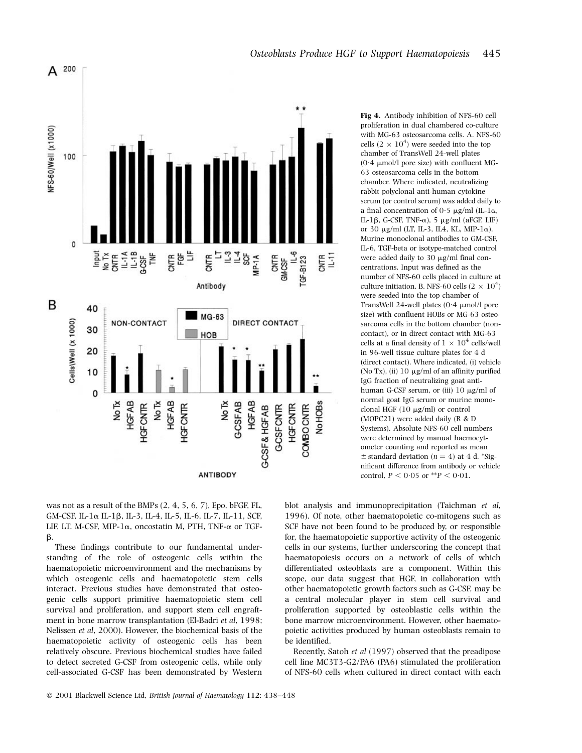**Fig 4.** Antibody inhibition of NFS-60 cell proliferation in dual chambered co-culture with MG-63 osteosarcoma cells. A. NFS-60 cells ($2 \times 10^4$) were seeded into the top chamber of TransWell 24-well plates (0·4 μmol/l pore size) with confluent MG-63 osteosarcoma cells in the bottom chamber. Where indicated, neutralizing rabbit polyclonal anti-human cytokine serum (or control serum) was added daily to a final concentration of 0·5 μg/ml (IL-1α, IL-1β, G-CSF, TNF-α), 5 μg/ml (aFGF, LIF) or 30 μg/ml (LT, IL-3, IL4, KL, MIP-1α). Murine monoclonal antibodies to GM-CSF, IL-6, TGF-beta or isotype-matched control were added daily to 30 μg/ml final concentrations. Input was defined as the number of NFS-60 cells placed in culture at culture initiation. B. NFS-60 cells ($2 \times 10^4$) were seeded into the top chamber of TransWell 24-well plates (0·4 μmol/l pore size) with confluent HOBs or MG-63 osteosarcoma cells in the bottom chamber (non-contact), or in direct contact with MG-63 cells at a final density of $1 \times 10^4$ cells/well in 96-well tissue culture plates for 4 d (direct contact). Where indicated, (i) vehicle (No Tx), (ii) 10 μg/ml of an affinity purified IgG fraction of neutralizing goat anti-human G-CSF serum, or (iii) 10 μg/ml of normal goat IgG serum or murine monoclonal HGF (10 μg/ml) or control (MOPC21) were added daily (R & D Systems). Absolute NFS-60 cell numbers were determined by manual haemocytometer counting and reported as mean ± standard deviation ($n = 4$) at 4 d. *Significant difference from antibody or vehicle control, $P < 0·05$ or $^{**}P < 0·01$.

was not as a result of the BMPs (2, 4, 5, 6, 7), Epo, bFGF, FL, GM-CSF, IL-1α IL-1β, IL-3, IL-4, IL-5, IL-6, IL-7, IL-11, SCF, LIF, LT, M-CSF, MIP-1α, oncostatin M, PTH, TNF-α or TGF-β.

These findings contribute to our fundamental understanding of the role of osteogenic cells within the haematopoietic microenvironment and the mechanisms by which osteogenic cells and haematopoietic stem cells interact. Previous studies have demonstrated that osteogenic cells support primitive haematopoietic stem cell survival and proliferation, and support stem cell engraftment in bone marrow transplantation (El-Badri *et al*, 1998; Nelissen *et al*, 2000). However, the biochemical basis of the haematopoietic activity of osteogenic cells has been relatively obscure. Previous biochemical studies have failed to detect secreted G-CSF from osteogenic cells, while only cell-associated G-CSF has been demonstrated by Western blot analysis and immunoprecipitation (Taichman *et al*, 1996). Of note, other haematopoietic co-mitogens such as SCF have not been found to be produced by, or responsible for, the haematopoietic supportive activity of the osteogenic cells in our systems, further underscoring the concept that haematopoiesis occurs on a network of cells of which differentiated osteoblasts are a component. Within this scope, our data suggest that HGF, in collaboration with other haematopoietic growth factors such as G-CSF, may be a central molecular player in stem cell survival and proliferation supported by osteoblastic cells within the bone marrow microenvironment. However, other haematopoietic activities produced by human osteoblasts remain to be identified.

Recently, Satoh *et al* (1997) observed that the preadipose cell line MC3T3-G2/PA6 (PA6) stimulated the proliferation of NFS-60 cells when cultured in direct contact with each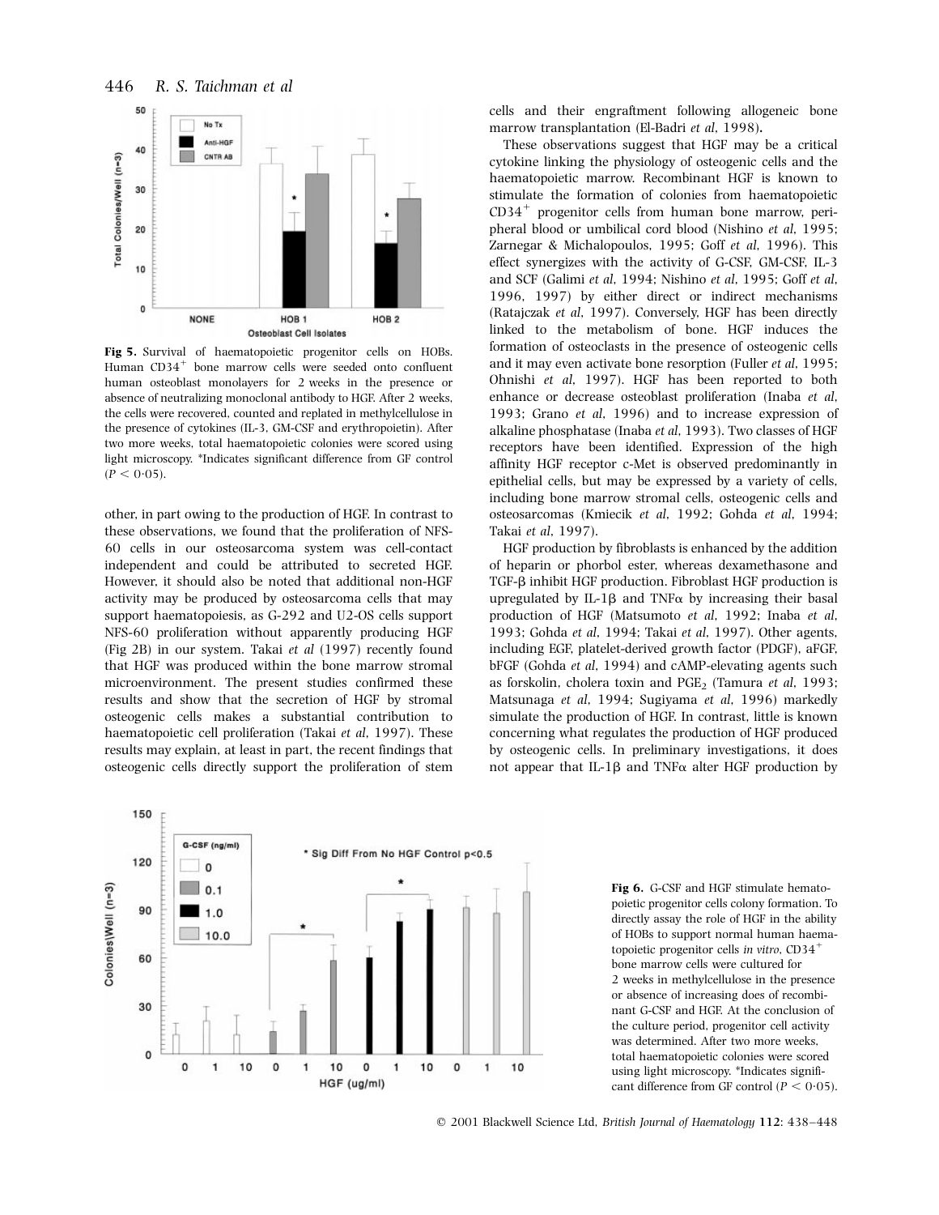**Fig 5.** Survival of haematopoietic progenitor cells on HOBs. Human $CD34^+$ bone marrow cells were seeded onto confluent human osteoblast monolayers for 2 weeks in the presence or absence of neutralizing monoclonal antibody to HGF. After 2 weeks, the cells were recovered, counted and replated in methylcellulose in the presence of cytokines (IL-3, GM-CSF and erythropoietin). After two more weeks, total haematopoietic colonies were scored using light microscopy. *Indicates significant difference from GF control ($P < 0{\cdot}05$).

other, in part owing to the production of HGF. In contrast to these observations, we found that the proliferation of NFS-60 cells in our osteosarcoma system was cell-contact independent and could be attributed to secreted HGF. However, it should also be noted that additional non-HGF activity may be produced by osteosarcoma cells that may support haematopoiesis, as G-292 and U2-OS cells support NFS-60 proliferation without apparently producing HGF (Fig 2B) in our system. Takai *et al* (1997) recently found that HGF was produced within the bone marrow stromal microenvironment. The present studies confirmed these results and show that the secretion of HGF by stromal osteogenic cells makes a substantial contribution to haematopoietic cell proliferation (Takai *et al*, 1997). These results may explain, at least in part, the recent findings that osteogenic cells directly support the proliferation of stem cells and their engraftment following allogeneic bone marrow transplantation (El-Badri *et al*, 1998).

These observations suggest that HGF may be a critical cytokine linking the physiology of osteogenic cells and the haematopoietic marrow. Recombinant HGF is known to stimulate the formation of colonies from haematopoietic $CD34^+$ progenitor cells from human bone marrow, peripheral blood or umbilical cord blood (Nishino *et al*, 1995; Zarnegar & Michalopoulos, 1995; Goff *et al*, 1996). This effect synergizes with the activity of G-CSF, GM-CSF, IL-3 and SCF (Galimi *et al*, 1994; Nishino *et al*, 1995; Goff *et al*, 1996, 1997) by either direct or indirect mechanisms (Ratajczak *et al*, 1997). Conversely, HGF has been directly linked to the metabolism of bone. HGF induces the formation of osteoclasts in the presence of osteogenic cells and it may even activate bone resorption (Fuller *et al*, 1995; Ohnishi *et al*, 1997). HGF has been reported to both enhance or decrease osteoblast proliferation (Inaba *et al*, 1993; Grano *et al*, 1996) and to increase expression of alkaline phosphatase (Inaba *et al*, 1993). Two classes of HGF receptors have been identified. Expression of the high affinity HGF receptor c-Met is observed predominantly in epithelial cells, but may be expressed by a variety of cells, including bone marrow stromal cells, osteogenic cells and osteosarcomas (Kmiecik *et al*, 1992; Gohda *et al*, 1994; Takai *et al*, 1997).

HGF production by fibroblasts is enhanced by the addition of heparin or phorbol ester, whereas dexamethasone and TGF-β inhibit HGF production. Fibroblast HGF production is upregulated by IL-1β and TNFα by increasing their basal production of HGF (Matsumoto *et al*, 1992; Inaba *et al*, 1993; Gohda *et al*, 1994; Takai *et al*, 1997). Other agents, including EGF, platelet-derived growth factor (PDGF), aFGF, bFGF (Gohda *et al*, 1994) and cAMP-elevating agents such as forskolin, cholera toxin and $PGE_2$ (Tamura *et al*, 1993; Matsunaga *et al*, 1994; Sugiyama *et al*, 1996) markedly simulate the production of HGF. In contrast, little is known concerning what regulates the production of HGF produced by osteogenic cells. In preliminary investigations, it does not appear that IL-1β and TNFα alter HGF production by

**Fig 6.** G-CSF and HGF stimulate hematopoietic progenitor cells colony formation. To directly assay the role of HGF in the ability of HOBs to support normal human haematopoietic progenitor cells *in vitro*, $CD34^+$ bone marrow cells were cultured for 2 weeks in methylcellulose in the presence or absence of increasing does of recombinant G-CSF and HGF. At the conclusion of the culture period, progenitor cell activity was determined. After two more weeks, total haematopoietic colonies were scored using light microscopy. *Indicates significant difference from GF control ($P < 0{\cdot}05$).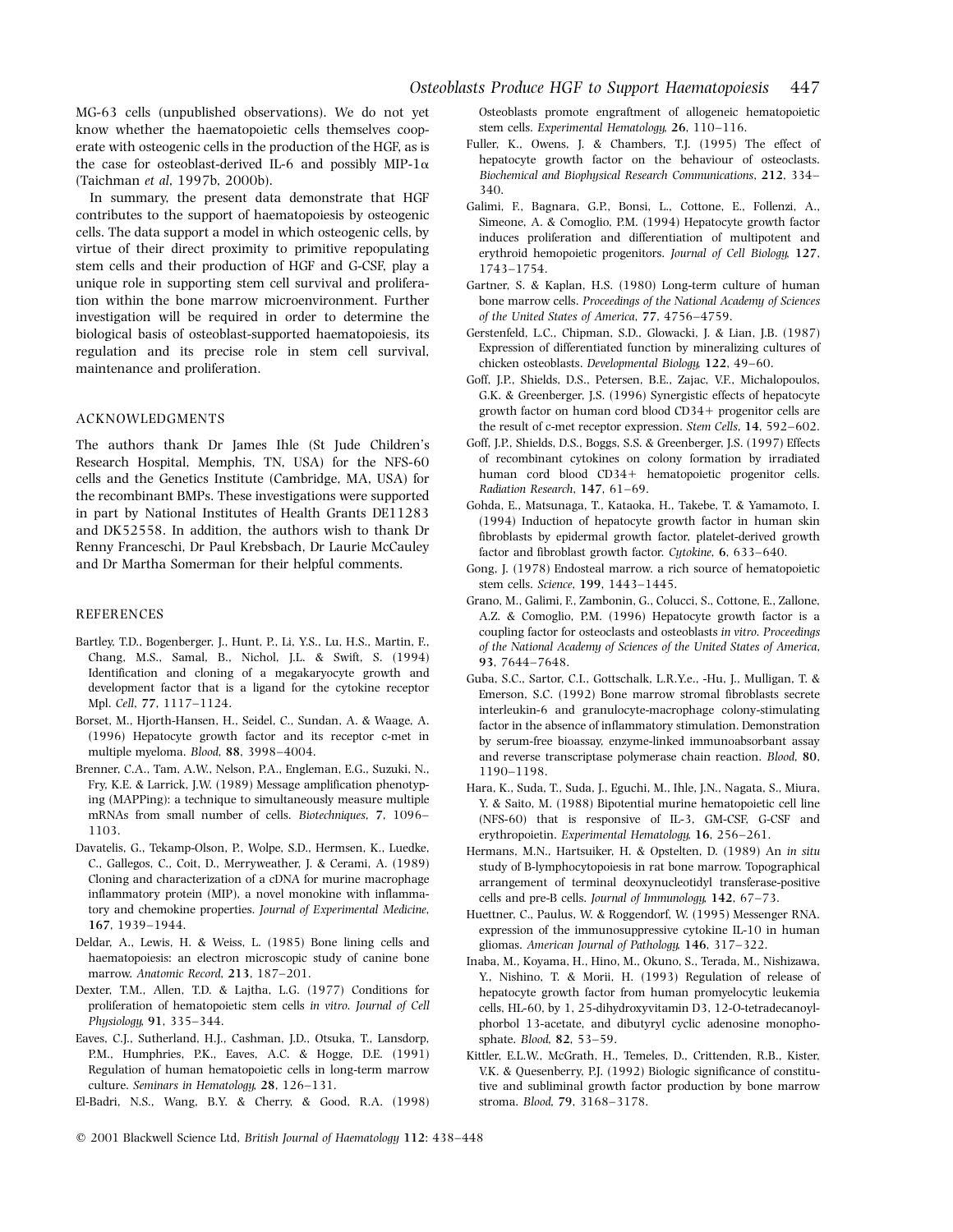MG-63 cells (unpublished observations). We do not yet know whether the haematopoietic cells themselves cooperate with osteogenic cells in the production of the HGF, as is the case for osteoblast-derived IL-6 and possibly MIP-1$\alpha$ (Taichman *et al*, 1997b, 2000b).

In summary, the present data demonstrate that HGF contributes to the support of haematopoiesis by osteogenic cells. The data support a model in which osteogenic cells, by virtue of their direct proximity to primitive repopulating stem cells and their production of HGF and G-CSF, play a unique role in supporting stem cell survival and proliferation within the bone marrow microenvironment. Further investigation will be required in order to determine the biological basis of osteoblast-supported haematopoiesis, its regulation and its precise role in stem cell survival, maintenance and proliferation.

## ACKNOWLEDGMENTS

The authors thank Dr James Ihle (St Jude Children's Research Hospital, Memphis, TN, USA) for the NFS-60 cells and the Genetics Institute (Cambridge, MA, USA) for the recombinant BMPs. These investigations were supported in part by National Institutes of Health Grants DE11283 and DK52558. In addition, the authors wish to thank Dr Renny Franceschi, Dr Paul Krebsbach, Dr Laurie McCauley and Dr Martha Somerman for their helpful comments.

## REFERENCES

Bartley, T.D., Bogenberger, J., Hunt, P., Li, Y.S., Lu, H.S., Martin, F., Chang, M.S., Samal, B., Nichol, J.L. & Swift, S. (1994) Identification and cloning of a megakaryocyte growth and development factor that is a ligand for the cytokine receptor Mpl. *Cell*, **77**, 1117–1124.

Borset, M., Hjorth-Hansen, H., Seidel, C., Sundan, A. & Waage, A. (1996) Hepatocyte growth factor and its receptor c-met in multiple myeloma. *Blood*, **88**, 3998–4004.

Brenner, C.A., Tam, A.W., Nelson, P.A., Engleman, E.G., Suzuki, N., Fry, K.E. & Larrick, J.W. (1989) Message amplification phenotyping (MAPPing): a technique to simultaneously measure multiple mRNAs from small number of cells. *Biotechniques*, **7**, 1096–1103.

Davatelis, G., Tekamp-Olson, P., Wolpe, S.D., Hermsen, K., Luedke, C., Gallegos, C., Coit, D., Merryweather, J. & Cerami, A. (1989) Cloning and characterization of a cDNA for murine macrophage inflammatory protein (MIP), a novel monokine with inflammatory and chemokine properties. *Journal of Experimental Medicine*, **167**, 1939–1944.

Deldar, A., Lewis, H. & Weiss, L. (1985) Bone lining cells and haematopoiesis: an electron microscopic study of canine bone marrow. *Anatomic Record*, **213**, 187–201.

Dexter, T.M., Allen, T.D. & Lajtha, L.G. (1977) Conditions for proliferation of hematopoietic stem cells *in vitro*. *Journal of Cell Physiology*, **91**, 335–344.

Eaves, C.J., Sutherland, H.J., Cashman, J.D., Otsuka, T., Lansdorp, P.M., Humphries, P.K., Eaves, A.C. & Hogge, D.E. (1991) Regulation of human hematopoietic cells in long-term marrow culture. *Seminars in Hematology*, **28**, 126–131.

El-Badri, N.S., Wang, B.Y. & Cherry, & Good, R.A. (1998) Osteoblasts promote engraftment of allogeneic hematopoietic stem cells. *Experimental Hematology*, **26**, 110–116.

Fuller, K., Owens, J. & Chambers, T.J. (1995) The effect of hepatocyte growth factor on the behaviour of osteoclasts. *Biochemical and Biophysical Research Communications*, **212**, 334–340.

Galimi, F., Bagnara, G.P., Bonsi, L., Cottone, E., Follenzi, A., Simeone, A. & Comoglio, P.M. (1994) Hepatocyte growth factor induces proliferation and differentiation of multipotent and erythroid hemopoietic progenitors. *Journal of Cell Biology*, **127**, 1743–1754.

Gartner, S. & Kaplan, H.S. (1980) Long-term culture of human bone marrow cells. *Proceedings of the National Academy of Sciences of the United States of America*, **77**, 4756–4759.

Gerstenfeld, L.C., Chipman, S.D., Glowacki, J. & Lian, J.B. (1987) Expression of differentiated function by mineralizing cultures of chicken osteoblasts. *Developmental Biology*, **122**, 49–60.

Goff, J.P., Shields, D.S., Petersen, B.E., Zajac, V.F., Michalopoulos, G.K. & Greenberger, J.S. (1996) Synergistic effects of hepatocyte growth factor on human cord blood CD34+ progenitor cells are the result of c-met receptor expression. *Stem Cells*, **14**, 592–602.

Goff, J.P., Shields, D.S., Boggs, S.S. & Greenberger, J.S. (1997) Effects of recombinant cytokines on colony formation by irradiated human cord blood CD34+ hematopoietic progenitor cells. *Radiation Research*, **147**, 61–69.

Gohda, E., Matsunaga, T., Kataoka, H., Takebe, T. & Yamamoto, I. (1994) Induction of hepatocyte growth factor in human skin fibroblasts by epidermal growth factor, platelet-derived growth factor and fibroblast growth factor. *Cytokine*, **6**, 633–640.

Gong, J. (1978) Endosteal marrow. a rich source of hematopoietic stem cells. *Science*, **199**, 1443–1445.

Grano, M., Galimi, F., Zambonin, G., Colucci, S., Cottone, E., Zallone, A.Z. & Comoglio, P.M. (1996) Hepatocyte growth factor is a coupling factor for osteoclasts and osteoblasts *in vitro*. *Proceedings of the National Academy of Sciences of the United States of America*, **93**, 7644–7648.

Guba, S.C., Sartor, C.I., Gottschalk, L.R.Y.e., -Hu, J., Mulligan, T. & Emerson, S.C. (1992) Bone marrow stromal fibroblasts secrete interleukin-6 and granulocyte-macrophage colony-stimulating factor in the absence of inflammatory stimulation. Demonstration by serum-free bioassay, enzyme-linked immunoabsorbant assay and reverse transcriptase polymerase chain reaction. *Blood*, **80**, 1190–1198.

Hara, K., Suda, T., Suda, J., Eguchi, M., Ihle, J.N., Nagata, S., Miura, Y. & Saito, M. (1988) Bipotential murine hematopoietic cell line (NFS-60) that is responsive of IL-3, GM-CSF, G-CSF and erythropoietin. *Experimental Hematology*, **16**, 256–261.

Hermans, M.N., Hartsuiker, H. & Opstelten, D. (1989) An *in situ* study of B-lymphocytopoiesis in rat bone marrow. Topographical arrangement of terminal deoxynucleotidyl transferase-positive cells and pre-B cells. *Journal of Immunology*, **142**, 67–73.

Huettner, C., Paulus, W. & Roggendorf, W. (1995) Messenger RNA. expression of the immunosuppressive cytokine IL-10 in human gliomas. *American Journal of Pathology*, **146**, 317–322.

Inaba, M., Koyama, H., Hino, M., Okuno, S., Terada, M., Nishizawa, Y., Nishino, T. & Morii, H. (1993) Regulation of release of hepatocyte growth factor from human promyelocytic leukemia cells, HL-60, by 1, 25-dihydroxyvitamin D3, 12-O-tetradecanoylphorbol 13-acetate, and dibutyryl cyclic adenosine monophosphate. *Blood*, **82**, 53–59.

Kittler, E.L.W., McGrath, H., Temeles, D., Crittenden, R.B., Kister, V.K. & Quesenberry, P.J. (1992) Biologic significance of constitutive and subliminal growth factor production by bone marrow stroma. *Blood*, **79**, 3168–3178.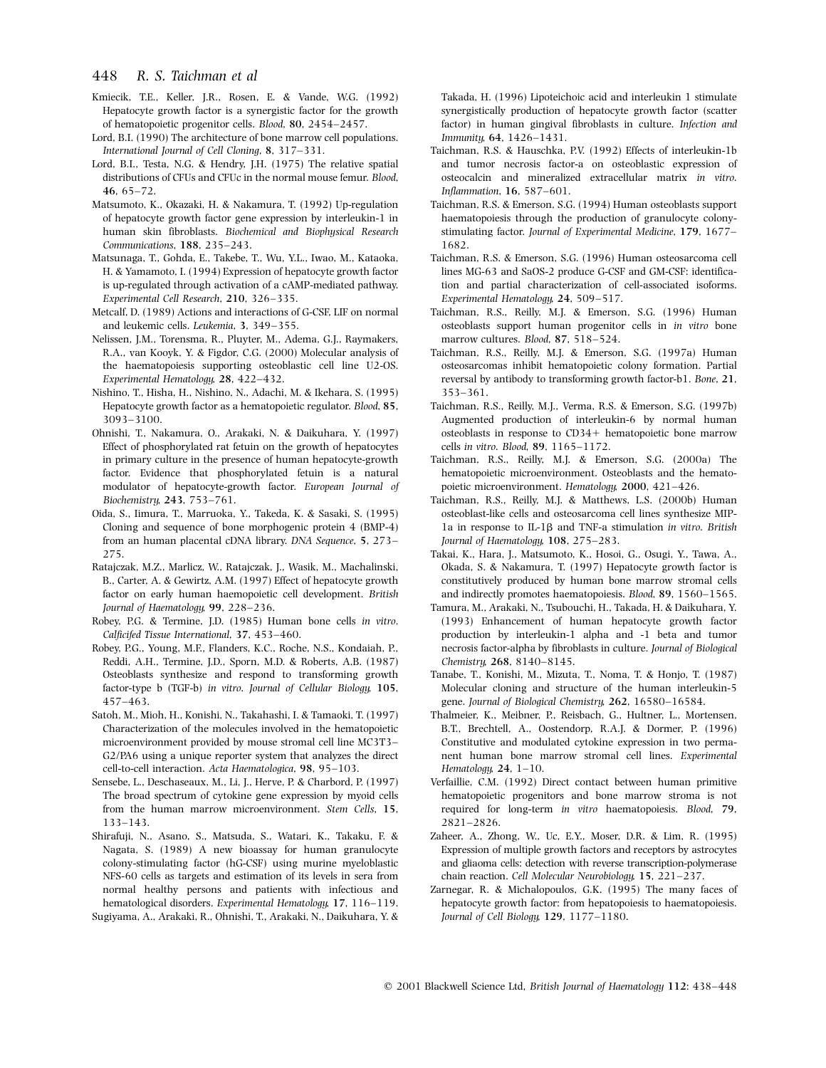Kmiecik, T.E., Keller, J.R., Rosen, E. & Vande, W.G. (1992) Hepatocyte growth factor is a synergistic factor for the growth of hematopoietic progenitor cells. *Blood*, **80**, 2454–2457.

Lord, B.I. (1990) The architecture of bone marrow cell populations. *International Journal of Cell Cloning*, **8**, 317–331.

Lord, B.I., Testa, N.G. & Hendry, J.H. (1975) The relative spatial distributions of CFUs and CFUc in the normal mouse femur. *Blood*, **46**, 65–72.

Matsumoto, K., Okazaki, H. & Nakamura, T. (1992) Up-regulation of hepatocyte growth factor gene expression by interleukin-1 in human skin fibroblasts. *Biochemical and Biophysical Research Communications*, **188**, 235–243.

Matsunaga, T., Gohda, E., Takebe, T., Wu, Y.L., Iwao, M., Kataoka, H. & Yamamoto, I. (1994) Expression of hepatocyte growth factor is up-regulated through activation of a cAMP-mediated pathway. *Experimental Cell Research*, **210**, 326–335.

Metcalf, D. (1989) Actions and interactions of G-CSF, LIF on normal and leukemic cells. *Leukemia*, **3**, 349–355.

Nelissen, J.M., Torensma, R., Pluyter, M., Adema, G.J., Raymakers, R.A., van Kooyk, Y. & Figdor, C.G. (2000) Molecular analysis of the haematopoiesis supporting osteoblastic cell line U2-OS. *Experimental Hematology*, **28**, 422–432.

Nishino, T., Hisha, H., Nishino, N., Adachi, M. & Ikehara, S. (1995) Hepatocyte growth factor as a hematopoietic regulator. *Blood*, **85**, 3093–3100.

Ohnishi, T., Nakamura, O., Arakaki, N. & Daikuhara, Y. (1997) Effect of phosphorylated rat fetuin on the growth of hepatocytes in primary culture in the presence of human hepatocyte-growth factor. Evidence that phosphorylated fetuin is a natural modulator of hepatocyte-growth factor. *European Journal of Biochemistry*, **243**, 753–761.

Oida, S., Iimura, T., Marruoka, Y., Takeda, K. & Sasaki, S. (1995) Cloning and sequence of bone morphogenic protein 4 (BMP-4) from an human placental cDNA library. *DNA Sequence*, **5**, 273–275.

Ratajczak, M.Z., Marlicz, W., Ratajczak, J., Wasik, M., Machalinski, B., Carter, A. & Gewirtz, A.M. (1997) Effect of hepatocyte growth factor on early human haemopoietic cell development. *British Journal of Haematology*, **99**, 228–236.

Robey, P.G. & Termine, J.D. (1985) Human bone cells *in vitro*. *Calficifed Tissue International*, **37**, 453–460.

Robey, P.G., Young, M.F., Flanders, K.C., Roche, N.S., Kondaiah, P., Reddi, A.H., Termine, J.D., Sporn, M.D. & Roberts, A.B. (1987) Osteoblasts synthesize and respond to transforming growth factor-type b (TGF-b) *in vitro*. *Journal of Cellular Biology*, **105**, 457–463.

Satoh, M., Mioh, H., Konishi, N., Takahashi, I. & Tamaoki, T. (1997) Characterization of the molecules involved in the hematopoietic microenvironment provided by mouse stromal cell line MC3T3–G2/PA6 using a unique reporter system that analyzes the direct cell-to-cell interaction. *Acta Haematologica*, **98**, 95–103.

Sensebe, L., Deschaseaux, M., Li, J., Herve, P. & Charbord, P. (1997) The broad spectrum of cytokine gene expression by myoid cells from the human marrow microenvironment. *Stem Cells*, **15**, 133–143.

Shirafuji, N., Asano, S., Matsuda, S., Watari, K., Takaku, F. & Nagata, S. (1989) A new bioassay for human granulocyte colony-stimulating factor (hG-CSF) using murine myeloblastic NFS-60 cells as targets and estimation of its levels in sera from normal healthy persons and patients with infectious and hematological disorders. *Experimental Hematology*, **17**, 116–119.

Sugiyama, A., Arakaki, R., Ohnishi, T., Arakaki, N., Daikuhara, Y. & Takada, H. (1996) Lipoteichoic acid and interleukin 1 stimulate synergistically production of hepatocyte growth factor (scatter factor) in human gingival fibroblasts in culture. *Infection and Immunity*, **64**, 1426–1431.

Taichman, R.S. & Hauschka, P.V. (1992) Effects of interleukin-1b and tumor necrosis factor-a on osteoblastic expression of osteocalcin and mineralized extracellular matrix *in vitro*. *Inflammation*, **16**, 587–601.

Taichman, R.S. & Emerson, S.G. (1994) Human osteoblasts support haematopoiesis through the production of granulocyte colony-stimulating factor. *Journal of Experimental Medicine*, **179**, 1677–1682.

Taichman, R.S. & Emerson, S.G. (1996) Human osteosarcoma cell lines MG-63 and SaOS-2 produce G-CSF and GM-CSF: identification and partial characterization of cell-associated isoforms. *Experimental Hematology*, **24**, 509–517.

Taichman, R.S., Reilly, M.J. & Emerson, S.G. (1996) Human osteoblasts support human progenitor cells in *in vitro* bone marrow cultures. *Blood*, **87**, 518–524.

Taichman, R.S., Reilly, M.J. & Emerson, S.G. (1997a) Human osteosarcomas inhibit hematopoietic colony formation. Partial reversal by antibody to transforming growth factor-b1. *Bone*, **21**, 353–361.

Taichman, R.S., Reilly, M.J., Verma, R.S. & Emerson, S.G. (1997b) Augmented production of interleukin-6 by normal human osteoblasts in response to CD34+ hematopoietic bone marrow cells *in vitro*. *Blood*, **89**, 1165–1172.

Taichman, R.S., Reilly, M.J. & Emerson, S.G. (2000a) The hematopoietic microenvironment. Osteoblasts and the hematopoietic microenvironment. *Hematology*, **2000**, 421–426.

Taichman, R.S., Reilly, M.J. & Matthews, L.S. (2000b) Human osteoblast-like cells and osteosarcoma cell lines synthesize MIP-1a in response to IL-1β and TNF-a stimulation *in vitro*. *British Journal of Haematology*, **108**, 275–283.

Takai, K., Hara, J., Matsumoto, K., Hosoi, G., Osugi, Y., Tawa, A., Okada, S. & Nakamura, T. (1997) Hepatocyte growth factor is constitutively produced by human bone marrow stromal cells and indirectly promotes haematopoiesis. *Blood*, **89**, 1560–1565.

Tamura, M., Arakaki, N., Tsubouchi, H., Takada, H. & Daikuhara, Y. (1993) Enhancement of human hepatocyte growth factor production by interleukin-1 alpha and -1 beta and tumor necrosis factor-alpha by fibroblasts in culture. *Journal of Biological Chemistry*, **268**, 8140–8145.

Tanabe, T., Konishi, M., Mizuta, T., Noma, T. & Honjo, T. (1987) Molecular cloning and structure of the human interleukin-5 gene. *Journal of Biological Chemistry*, **262**, 16580–16584.

Thalmeier, K., Meibner, P., Reisbach, G., Hultner, L., Mortensen, B.T., Brechtell, A., Oostendorp, R.A.J. & Dormer, P. (1996) Constitutive and modulated cytokine expression in two permanent human bone marrow stromal cell lines. *Experimental Hematology*, **24**, 1–10.

Verfaillie, C.M. (1992) Direct contact between human primitive hematopoietic progenitors and bone marrow stroma is not required for long-term *in vitro* haematopoiesis. *Blood*, **79**, 2821–2826.

Zaheer, A., Zhong, W., Uc, E.Y., Moser, D.R. & Lim, R. (1995) Expression of multiple growth factors and receptors by astrocytes and gliaoma cells: detection with reverse transcription-polymerase chain reaction. *Cell Molecular Neurobiology*, **15**, 221–237.

Zarnegar, R. & Michalopoulos, G.K. (1995) The many faces of hepatocyte growth factor: from hepatopoiesis to haematopoiesis. *Journal of Cell Biology*, **129**, 1177–1180.